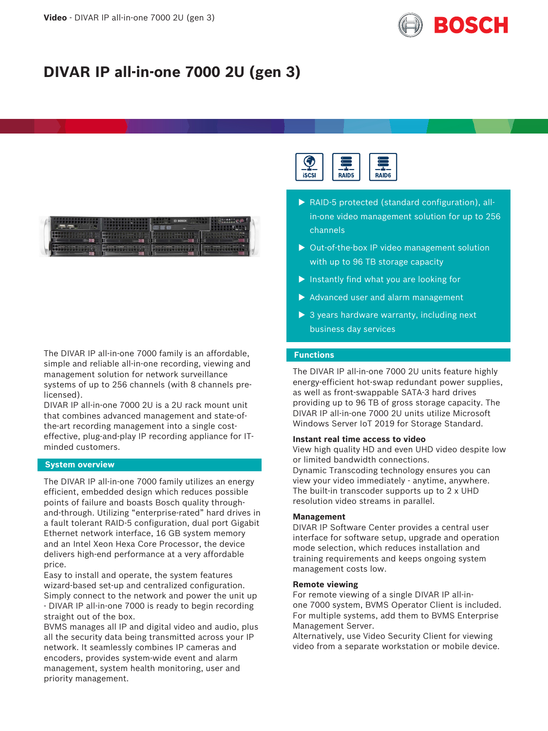# DIVAR IP all-in-one 7000 2U (gen 3)

iSCSI RAID5 RAID6

- RAID-5 protected (standard configuration), all-in-one video management solution for up to 256 channels
- Out-of-the-box IP video management solution with up to 96 TB storage capacity
- Instantly find what you are looking for
- Advanced user and alarm management
- 3 years hardware warranty, including next business day services

The DIVAR IP all-in-one 7000 family is an affordable, simple and reliable all-in-one recording, viewing and management solution for network surveillance systems of up to 256 channels (with 8 channels pre-licensed).

DIVAR IP all-in-one 7000 2U is a 2U rack mount unit that combines advanced management and state-of-the-art recording management into a single cost-effective, plug-and-play IP recording appliance for IT-minded customers.

## System overview

The DIVAR IP all-in-one 7000 family utilizes an energy efficient, embedded design which reduces possible points of failure and boasts Bosch quality through-and-through. Utilizing "enterprise-rated" hard drives in a fault tolerant RAID-5 configuration, dual port Gigabit Ethernet network interface, 16 GB system memory and an Intel Xeon Hexa Core Processor, the device delivers high-end performance at a very affordable price.

Easy to install and operate, the system features wizard-based set-up and centralized configuration. Simply connect to the network and power the unit up - DIVAR IP all-in-one 7000 is ready to begin recording straight out of the box.

BVMS manages all IP and digital video and audio, plus all the security data being transmitted across your IP network. It seamlessly combines IP cameras and encoders, provides system-wide event and alarm management, system health monitoring, user and priority management.

## Functions

The DIVAR IP all-in-one 7000 2U units feature highly energy-efficient hot-swap redundant power supplies, as well as front-swappable SATA-3 hard drives providing up to 96 TB of gross storage capacity. The DIVAR IP all-in-one 7000 2U units utilize Microsoft Windows Server IoT 2019 for Storage Standard.

### Instant real time access to video

View high quality HD and even UHD video despite low or limited bandwidth connections.

Dynamic Transcoding technology ensures you can view your video immediately - anytime, anywhere. The built-in transcoder supports up to 2 x UHD resolution video streams in parallel.

### Management

DIVAR IP Software Center provides a central user interface for software setup, upgrade and operation mode selection, which reduces installation and training requirements and keeps ongoing system management costs low.

### Remote viewing

For remote viewing of a single DIVAR IP all-in-one 7000 system, BVMS Operator Client is included. For multiple systems, add them to BVMS Enterprise Management Server.

Alternatively, use Video Security Client for viewing video from a separate workstation or mobile device.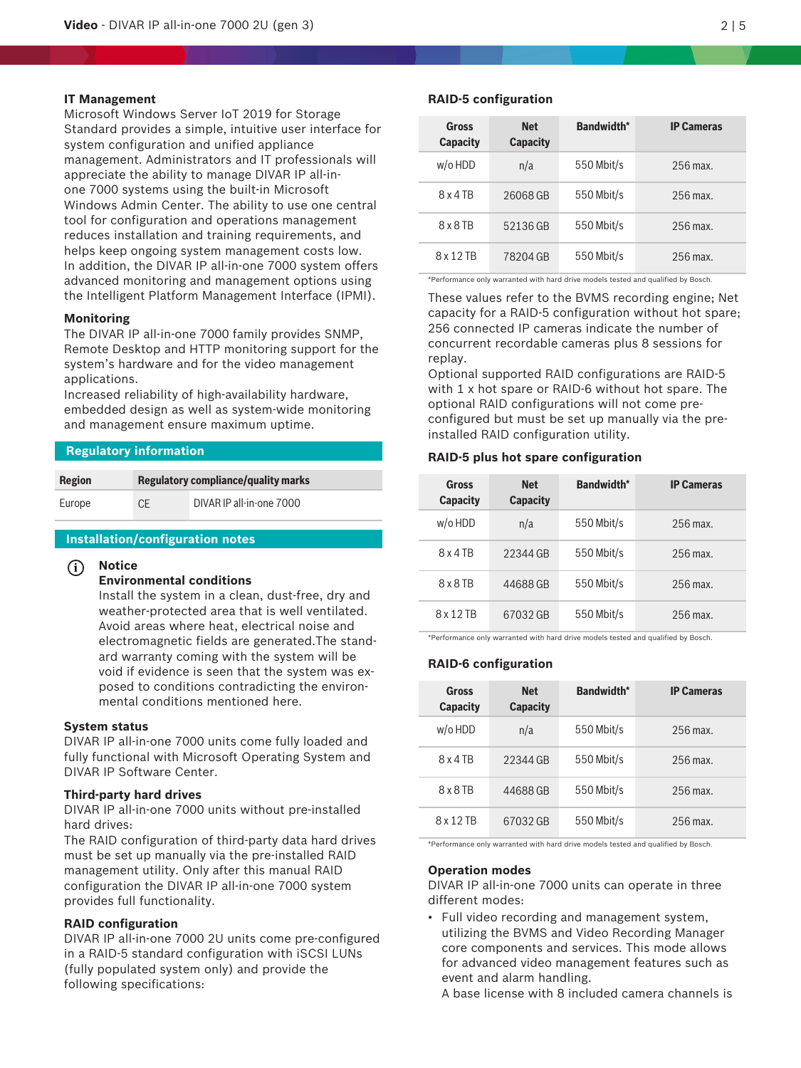### IT Management

Microsoft Windows Server IoT 2019 for Storage Standard provides a simple, intuitive user interface for system configuration and unified appliance management. Administrators and IT professionals will appreciate the ability to manage DIVAR IP all-in-one 7000 systems using the built-in Microsoft Windows Admin Center. The ability to use one central tool for configuration and operations management reduces installation and training requirements, and helps keep ongoing system management costs low. In addition, the DIVAR IP all-in-one 7000 system offers advanced monitoring and management options using the Intelligent Platform Management Interface (IPMI).

### Monitoring

The DIVAR IP all-in-one 7000 family provides SNMP, Remote Desktop and HTTP monitoring support for the system's hardware and for the video management applications.
Increased reliability of high-availability hardware, embedded design as well as system-wide monitoring and management ensure maximum uptime.

## Regulatory information

| Region | Regulatory compliance/quality marks | |
|---|---|---|
| Europe | CE | DIVAR IP all-in-one 7000 |

## Installation/configuration notes

**Notice**
**Environmental conditions**
Install the system in a clean, dust-free, dry and weather-protected area that is well ventilated. Avoid areas where heat, electrical noise and electromagnetic fields are generated.The standard warranty coming with the system will be void if evidence is seen that the system was exposed to conditions contradicting the environmental conditions mentioned here.

### System status

DIVAR IP all-in-one 7000 units come fully loaded and fully functional with Microsoft Operating System and DIVAR IP Software Center.

### Third-party hard drives

DIVAR IP all-in-one 7000 units without pre-installed hard drives:
The RAID configuration of third-party data hard drives must be set up manually via the pre-installed RAID management utility. Only after this manual RAID configuration the DIVAR IP all-in-one 7000 system provides full functionality.

### RAID configuration

DIVAR IP all-in-one 7000 2U units come pre-configured in a RAID-5 standard configuration with iSCSI LUNs (fully populated system only) and provide the following specifications:

### RAID-5 configuration

| Gross Capacity | Net Capacity | Bandwidth* | IP Cameras |
|---|---|---|---|
| w/o HDD | n/a | 550 Mbit/s | 256 max. |
| 8 x 4 TB | 26068 GB | 550 Mbit/s | 256 max. |
| 8 x 8 TB | 52136 GB | 550 Mbit/s | 256 max. |
| 8 x 12 TB | 78204 GB | 550 Mbit/s | 256 max. |

*Performance only warranted with hard drive models tested and qualified by Bosch.

These values refer to the BVMS recording engine; Net capacity for a RAID-5 configuration without hot spare; 256 connected IP cameras indicate the number of concurrent recordable cameras plus 8 sessions for replay.
Optional supported RAID configurations are RAID-5 with 1 x hot spare or RAID-6 without hot spare. The optional RAID configurations will not come pre-configured but must be set up manually via the pre-installed RAID configuration utility.

### RAID-5 plus hot spare configuration

| Gross Capacity | Net Capacity | Bandwidth* | IP Cameras |
|---|---|---|---|
| w/o HDD | n/a | 550 Mbit/s | 256 max. |
| 8 x 4 TB | 22344 GB | 550 Mbit/s | 256 max. |
| 8 x 8 TB | 44688 GB | 550 Mbit/s | 256 max. |
| 8 x 12 TB | 67032 GB | 550 Mbit/s | 256 max. |

*Performance only warranted with hard drive models tested and qualified by Bosch.

### RAID-6 configuration

| Gross Capacity | Net Capacity | Bandwidth* | IP Cameras |
|---|---|---|---|
| w/o HDD | n/a | 550 Mbit/s | 256 max. |
| 8 x 4 TB | 22344 GB | 550 Mbit/s | 256 max. |
| 8 x 8 TB | 44688 GB | 550 Mbit/s | 256 max. |
| 8 x 12 TB | 67032 GB | 550 Mbit/s | 256 max. |

*Performance only warranted with hard drive models tested and qualified by Bosch.

### Operation modes

DIVAR IP all-in-one 7000 units can operate in three different modes:

- Full video recording and management system, utilizing the BVMS and Video Recording Manager core components and services. This mode allows for advanced video management features such as event and alarm handling.
  A base license with 8 included camera channels is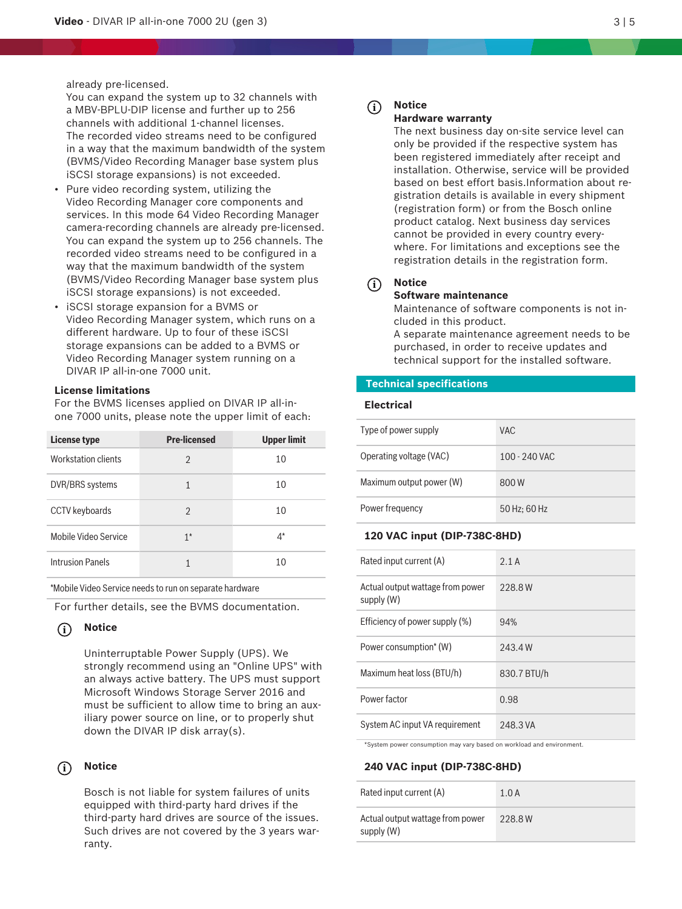already pre-licensed.
You can expand the system up to 32 channels with a MBV-BPLU-DIP license and further up to 256 channels with additional 1-channel licenses.
The recorded video streams need to be configured in a way that the maximum bandwidth of the system (BVMS/Video Recording Manager base system plus iSCSI storage expansions) is not exceeded.

- Pure video recording system, utilizing the Video Recording Manager core components and services. In this mode 64 Video Recording Manager camera-recording channels are already pre-licensed. You can expand the system up to 256 channels. The recorded video streams need to be configured in a way that the maximum bandwidth of the system (BVMS/Video Recording Manager base system plus iSCSI storage expansions) is not exceeded.
- iSCSI storage expansion for a BVMS or Video Recording Manager system, which runs on a different hardware. Up to four of these iSCSI storage expansions can be added to a BVMS or Video Recording Manager system running on a DIVAR IP all-in-one 7000 unit.

**License limitations**

For the BVMS licenses applied on DIVAR IP all-in-one 7000 units, please note the upper limit of each:

| License type | Pre-licensed | Upper limit |
|---|---|---|
| Workstation clients | 2 | 10 |
| DVR/BRS systems | 1 | 10 |
| CCTV keyboards | 2 | 10 |
| Mobile Video Service | 1* | 4* |
| Intrusion Panels | 1 | 10 |

*Mobile Video Service needs to run on separate hardware

For further details, see the BVMS documentation.

**Notice**

Uninterruptable Power Supply (UPS). We strongly recommend using an "Online UPS" with an always active battery. The UPS must support Microsoft Windows Storage Server 2016 and must be sufficient to allow time to bring an auxiliary power source on line, or to properly shut down the DIVAR IP disk array(s).

**Notice**

Bosch is not liable for system failures of units equipped with third-party hard drives if the third-party hard drives are source of the issues. Such drives are not covered by the 3 years warranty.

**Notice**
**Hardware warranty**

The next business day on-site service level can only be provided if the respective system has been registered immediately after receipt and installation. Otherwise, service will be provided based on best effort basis.Information about registration details is available in every shipment (registration form) or from the Bosch online product catalog. Next business day services cannot be provided in every country everywhere. For limitations and exceptions see the registration details in the registration form.

**Notice**
**Software maintenance**

Maintenance of software components is not included in this product.
A separate maintenance agreement needs to be purchased, in order to receive updates and technical support for the installed software.

## Technical specifications

### Electrical

| | |
|---|---|
| Type of power supply | VAC |
| Operating voltage (VAC) | 100 - 240 VAC |
| Maximum output power (W) | 800 W |
| Power frequency | 50 Hz; 60 Hz |

### 120 VAC input (DIP-738C-8HD)

| | |
|---|---|
| Rated input current (A) | 2.1 A |
| Actual output wattage from power supply (W) | 228.8 W |
| Efficiency of power supply (%) | 94% |
| Power consumption* (W) | 243.4 W |
| Maximum heat loss (BTU/h) | 830.7 BTU/h |
| Power factor | 0.98 |
| System AC input VA requirement | 248.3 VA |

*System power consumption may vary based on workload and environment.

### 240 VAC input (DIP-738C-8HD)

| | |
|---|---|
| Rated input current (A) | 1.0 A |
| Actual output wattage from power supply (W) | 228.8 W |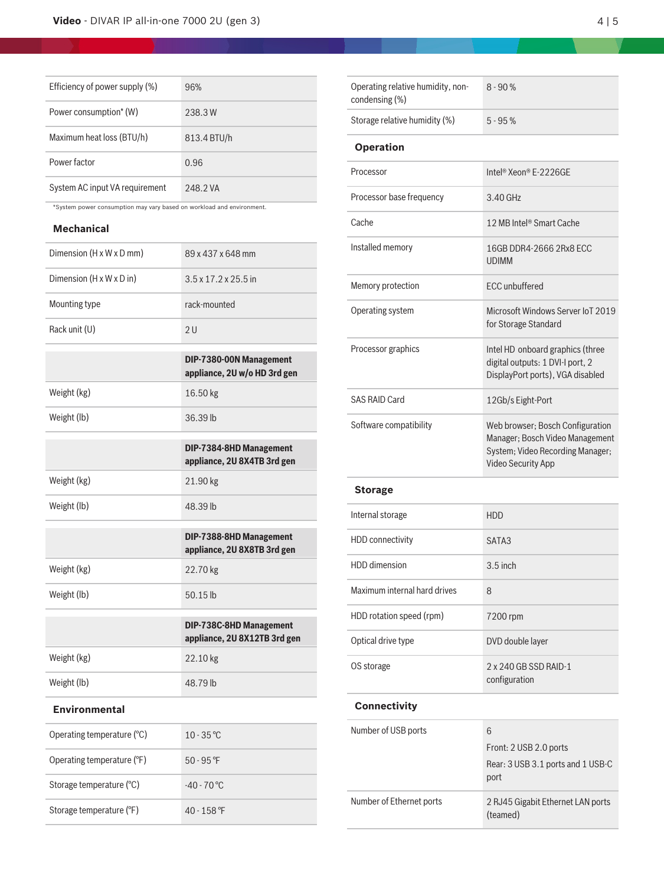| | |
|---|---|
| Efficiency of power supply (%) | 96% |
| Power consumption* (W) | 238.3 W |
| Maximum heat loss (BTU/h) | 813.4 BTU/h |
| Power factor | 0.96 |
| System AC input VA requirement | 248.2 VA |

*System power consumption may vary based on workload and environment.

### Mechanical

| | |
|---|---|
| Dimension (H x W x D mm) | 89 x 437 x 648 mm |
| Dimension (H x W x D in) | 3.5 x 17.2 x 25.5 in |
| Mounting type | rack-mounted |
| Rack unit (U) | 2 U |

| | **DIP-7380-00N Management appliance, 2U w/o HD 3rd gen** |
|---|---|
| Weight (kg) | 16.50 kg |
| Weight (lb) | 36.39 lb |

| | **DIP-7384-8HD Management appliance, 2U 8X4TB 3rd gen** |
|---|---|
| Weight (kg) | 21.90 kg |
| Weight (lb) | 48.39 lb |

| | **DIP-7388-8HD Management appliance, 2U 8X8TB 3rd gen** |
|---|---|
| Weight (kg) | 22.70 kg |
| Weight (lb) | 50.15 lb |

| | **DIP-738C-8HD Management appliance, 2U 8X12TB 3rd gen** |
|---|---|
| Weight (kg) | 22.10 kg |
| Weight (lb) | 48.79 lb |

### Environmental

| | |
|---|---|
| Operating temperature (°C) | 10 - 35 °C |
| Operating temperature (°F) | 50 - 95 °F |
| Storage temperature (°C) | -40 - 70 °C |
| Storage temperature (°F) | 40 - 158 °F |
| Operating relative humidity, non-condensing (%) | 8 - 90 % |
| Storage relative humidity (%) | 5 - 95 % |

### Operation

| | |
|---|---|
| Processor | Intel® Xeon® E-2226GE |
| Processor base frequency | 3.40 GHz |
| Cache | 12 MB Intel® Smart Cache |
| Installed memory | 16GB DDR4-2666 2Rx8 ECC UDIMM |
| Memory protection | ECC unbuffered |
| Operating system | Microsoft Windows Server IoT 2019 for Storage Standard |
| Processor graphics | Intel HD onboard graphics (three digital outputs: 1 DVI-I port, 2 DisplayPort ports), VGA disabled |
| SAS RAID Card | 12Gb/s Eight-Port |
| Software compatibility | Web browser; Bosch Configuration Manager; Bosch Video Management System; Video Recording Manager; Video Security App |

### Storage

| | |
|---|---|
| Internal storage | HDD |
| HDD connectivity | SATA3 |
| HDD dimension | 3.5 inch |
| Maximum internal hard drives | 8 |
| HDD rotation speed (rpm) | 7200 rpm |
| Optical drive type | DVD double layer |
| OS storage | 2 x 240 GB SSD RAID-1 configuration |

### Connectivity

| | |
|---|---|
| Number of USB ports | 6<br>Front: 2 USB 2.0 ports<br>Rear: 3 USB 3.1 ports and 1 USB-C port |
| Number of Ethernet ports | 2 RJ45 Gigabit Ethernet LAN ports (teamed) |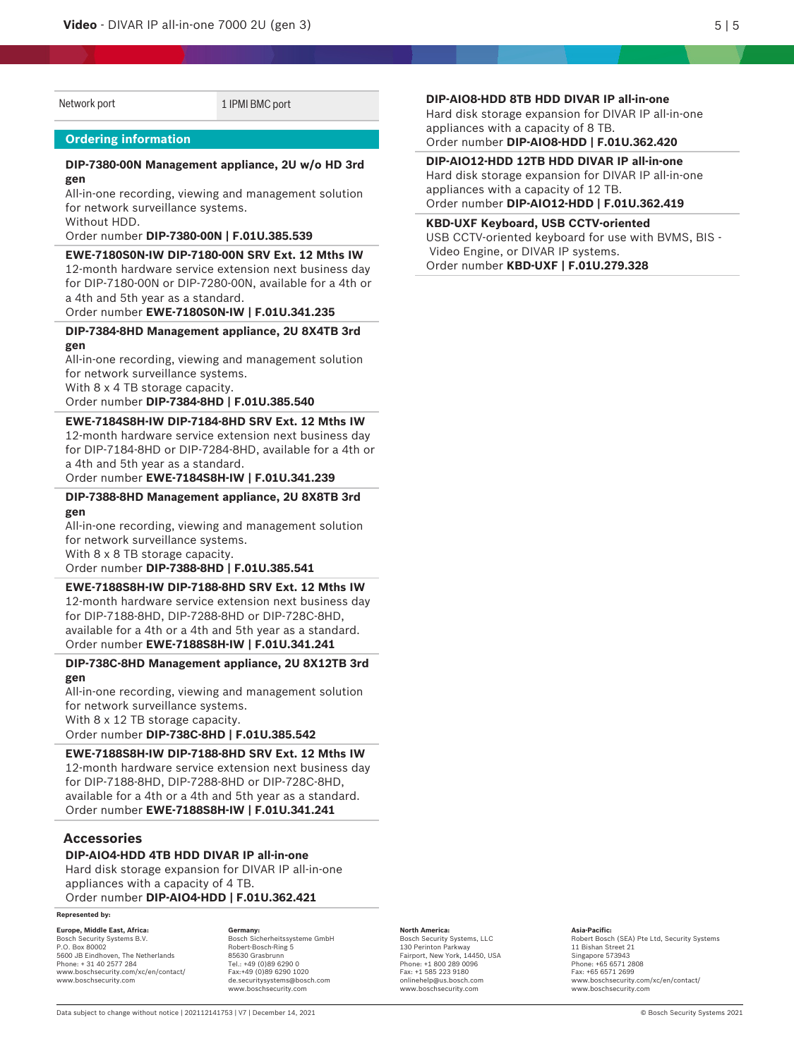| | |
|---|---|
| Network port | 1 IPMI BMC port |

## Ordering information

**DIP-7380-00N Management appliance, 2U w/o HD 3rd gen**
All-in-one recording, viewing and management solution for network surveillance systems.
Without HDD.
Order number **DIP-7380-00N | F.01U.385.539**

**EWE-7180S0N-IW DIP-7180-00N SRV Ext. 12 Mths IW**
12-month hardware service extension next business day for DIP-7180-00N or DIP-7280-00N, available for a 4th or a 4th and 5th year as a standard.
Order number **EWE-7180S0N-IW | F.01U.341.235**

**DIP-7384-8HD Management appliance, 2U 8X4TB 3rd gen**
All-in-one recording, viewing and management solution for network surveillance systems.
With 8 x 4 TB storage capacity.
Order number **DIP-7384-8HD | F.01U.385.540**

**EWE-7184S8H-IW DIP-7184-8HD SRV Ext. 12 Mths IW**
12-month hardware service extension next business day for DIP-7184-8HD or DIP-7284-8HD, available for a 4th or a 4th and 5th year as a standard.
Order number **EWE-7184S8H-IW | F.01U.341.239**

**DIP-7388-8HD Management appliance, 2U 8X8TB 3rd gen**
All-in-one recording, viewing and management solution for network surveillance systems.
With 8 x 8 TB storage capacity.
Order number **DIP-7388-8HD | F.01U.385.541**

**EWE-7188S8H-IW DIP-7188-8HD SRV Ext. 12 Mths IW**
12-month hardware service extension next business day for DIP-7188-8HD, DIP-7288-8HD or DIP-728C-8HD, available for a 4th or a 4th and 5th year as a standard.
Order number **EWE-7188S8H-IW | F.01U.341.241**

**DIP-738C-8HD Management appliance, 2U 8X12TB 3rd gen**
All-in-one recording, viewing and management solution for network surveillance systems.
With 8 x 12 TB storage capacity.
Order number **DIP-738C-8HD | F.01U.385.542**

**EWE-7188S8H-IW DIP-7188-8HD SRV Ext. 12 Mths IW**
12-month hardware service extension next business day for DIP-7188-8HD, DIP-7288-8HD or DIP-728C-8HD, available for a 4th or a 4th and 5th year as a standard.
Order number **EWE-7188S8H-IW | F.01U.341.241**

## Accessories

**DIP-AIO4-HDD 4TB HDD DIVAR IP all-in-one**
Hard disk storage expansion for DIVAR IP all-in-one appliances with a capacity of 4 TB.
Order number **DIP-AIO4-HDD | F.01U.362.421**

**DIP-AIO8-HDD 8TB HDD DIVAR IP all-in-one**
Hard disk storage expansion for DIVAR IP all-in-one appliances with a capacity of 8 TB.
Order number **DIP-AIO8-HDD | F.01U.362.420**

**DIP-AIO12-HDD 12TB HDD DIVAR IP all-in-one**
Hard disk storage expansion for DIVAR IP all-in-one appliances with a capacity of 12 TB.
Order number **DIP-AIO12-HDD | F.01U.362.419**

**KBD-UXF Keyboard, USB CCTV-oriented**
USB CCTV-oriented keyboard for use with BVMS, BIS - Video Engine, or DIVAR IP systems.
Order number **KBD-UXF | F.01U.279.328**

**Represented by:**

**Europe, Middle East, Africa:**
Bosch Security Systems B.V.
P.O. Box 80002
5600 JB Eindhoven, The Netherlands
Phone: + 31 40 2577 284
www.boschsecurity.com/xc/en/contact/
www.boschsecurity.com

**Germany:**
Bosch Sicherheitssysteme GmbH
Robert-Bosch-Ring 5
85630 Grasbrunn
Tel.: +49 (0)89 6290 0
Fax:+49 (0)89 6290 1020
de.securitysystems@bosch.com
www.boschsecurity.com

**North America:**
Bosch Security Systems, LLC
130 Perinton Parkway
Fairport, New York, 14450, USA
Phone: +1 800 289 0096
Fax: +1 585 223 9180
onlinehelp@us.bosch.com
www.boschsecurity.com

**Asia-Pacific:**
Robert Bosch (SEA) Pte Ltd, Security Systems
11 Bishan Street 21
Singapore 573943
Phone: +65 6571 2808
Fax: +65 6571 2699
www.boschsecurity.com/xc/en/contact/
www.boschsecurity.com

Data subject to change without notice | 202112141753 | V7 | December 14, 2021

© Bosch Security Systems 2021